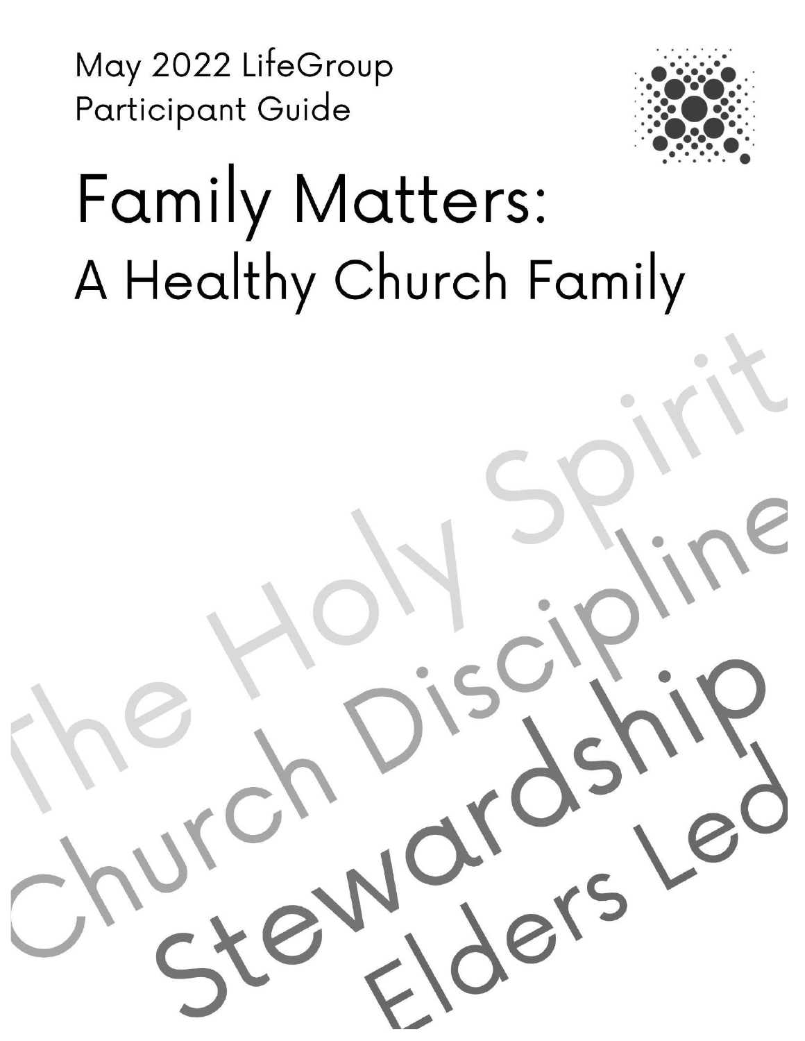May 2022 LifeGroup
Participant Guide

# Family Matters:
## A Healthy Church Family

The Holy Spirit

Church Discipline

Stewardship

Elders Led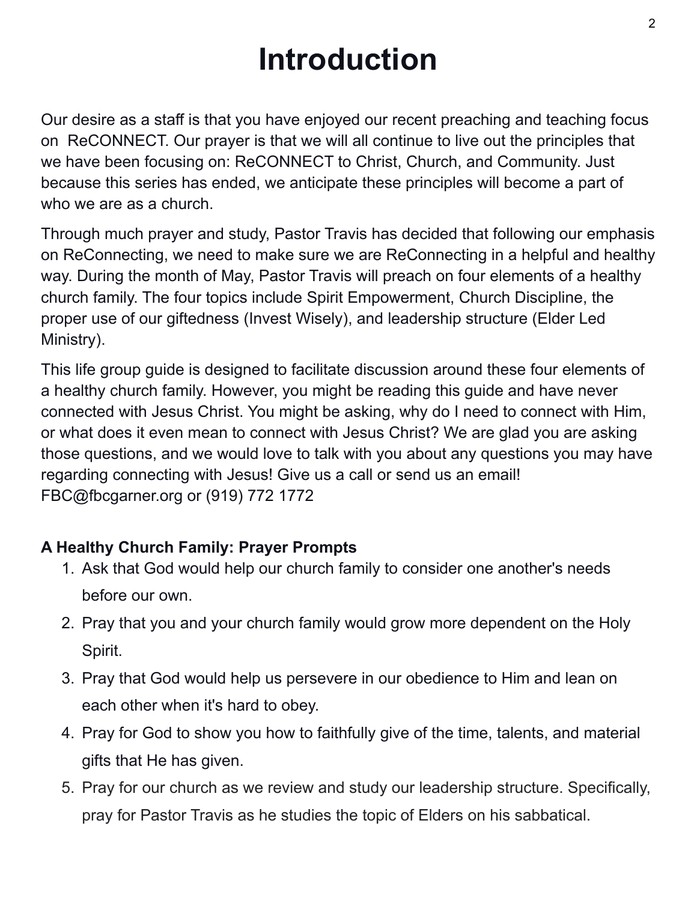# Introduction

Our desire as a staff is that you have enjoyed our recent preaching and teaching focus on ReCONNECT. Our prayer is that we will all continue to live out the principles that we have been focusing on: ReCONNECT to Christ, Church, and Community. Just because this series has ended, we anticipate these principles will become a part of who we are as a church.

Through much prayer and study, Pastor Travis has decided that following our emphasis on ReConnecting, we need to make sure we are ReConnecting in a helpful and healthy way. During the month of May, Pastor Travis will preach on four elements of a healthy church family. The four topics include Spirit Empowerment, Church Discipline, the proper use of our giftedness (Invest Wisely), and leadership structure (Elder Led Ministry).

This life group guide is designed to facilitate discussion around these four elements of a healthy church family. However, you might be reading this guide and have never connected with Jesus Christ. You might be asking, why do I need to connect with Him, or what does it even mean to connect with Jesus Christ? We are glad you are asking those questions, and we would love to talk with you about any questions you may have regarding connecting with Jesus! Give us a call or send us an email! FBC@fbcgarner.org or (919) 772 1772

**A Healthy Church Family: Prayer Prompts**

1. Ask that God would help our church family to consider one another's needs before our own.
2. Pray that you and your church family would grow more dependent on the Holy Spirit.
3. Pray that God would help us persevere in our obedience to Him and lean on each other when it's hard to obey.
4. Pray for God to show you how to faithfully give of the time, talents, and material gifts that He has given.
5. Pray for our church as we review and study our leadership structure. Specifically, pray for Pastor Travis as he studies the topic of Elders on his sabbatical.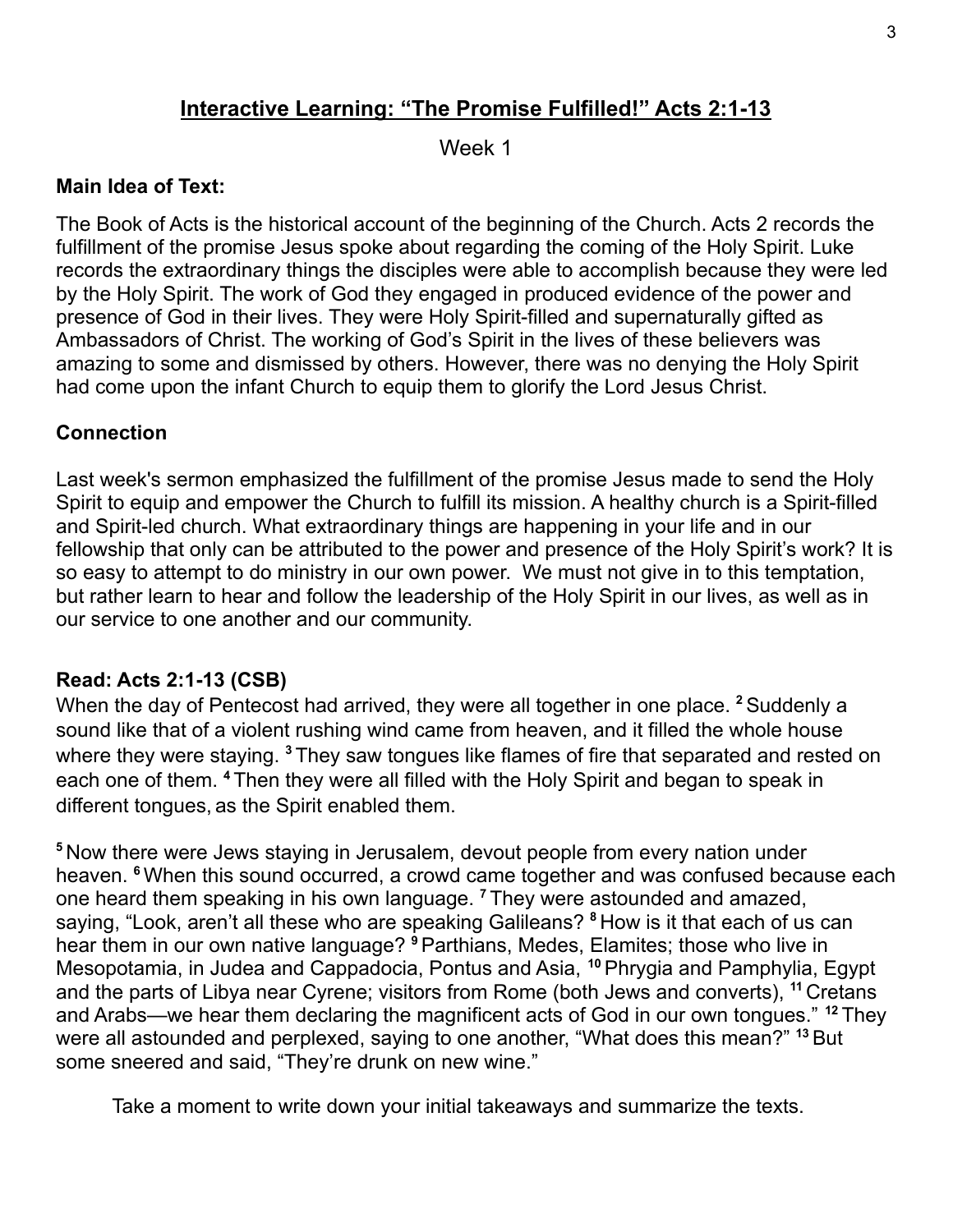## Interactive Learning: "The Promise Fulfilled!" Acts 2:1-13

Week 1

**Main Idea of Text:**

The Book of Acts is the historical account of the beginning of the Church. Acts 2 records the fulfillment of the promise Jesus spoke about regarding the coming of the Holy Spirit. Luke records the extraordinary things the disciples were able to accomplish because they were led by the Holy Spirit. The work of God they engaged in produced evidence of the power and presence of God in their lives. They were Holy Spirit-filled and supernaturally gifted as Ambassadors of Christ. The working of God's Spirit in the lives of these believers was amazing to some and dismissed by others. However, there was no denying the Holy Spirit had come upon the infant Church to equip them to glorify the Lord Jesus Christ.

**Connection**

Last week's sermon emphasized the fulfillment of the promise Jesus made to send the Holy Spirit to equip and empower the Church to fulfill its mission. A healthy church is a Spirit-filled and Spirit-led church. What extraordinary things are happening in your life and in our fellowship that only can be attributed to the power and presence of the Holy Spirit's work? It is so easy to attempt to do ministry in our own power. We must not give in to this temptation, but rather learn to hear and follow the leadership of the Holy Spirit in our lives, as well as in our service to one another and our community.

**Read: Acts 2:1-13 (CSB)**

When the day of Pentecost had arrived, they were all together in one place. **2** Suddenly a sound like that of a violent rushing wind came from heaven, and it filled the whole house where they were staying. **3** They saw tongues like flames of fire that separated and rested on each one of them. **4** Then they were all filled with the Holy Spirit and began to speak in different tongues, as the Spirit enabled them.

**5** Now there were Jews staying in Jerusalem, devout people from every nation under heaven. **6** When this sound occurred, a crowd came together and was confused because each one heard them speaking in his own language. **7** They were astounded and amazed, saying, "Look, aren't all these who are speaking Galileans? **8** How is it that each of us can hear them in our own native language? **9** Parthians, Medes, Elamites; those who live in Mesopotamia, in Judea and Cappadocia, Pontus and Asia, **10** Phrygia and Pamphylia, Egypt and the parts of Libya near Cyrene; visitors from Rome (both Jews and converts), **11** Cretans and Arabs—we hear them declaring the magnificent acts of God in our own tongues." **12** They were all astounded and perplexed, saying to one another, "What does this mean?" **13** But some sneered and said, "They're drunk on new wine."

Take a moment to write down your initial takeaways and summarize the texts.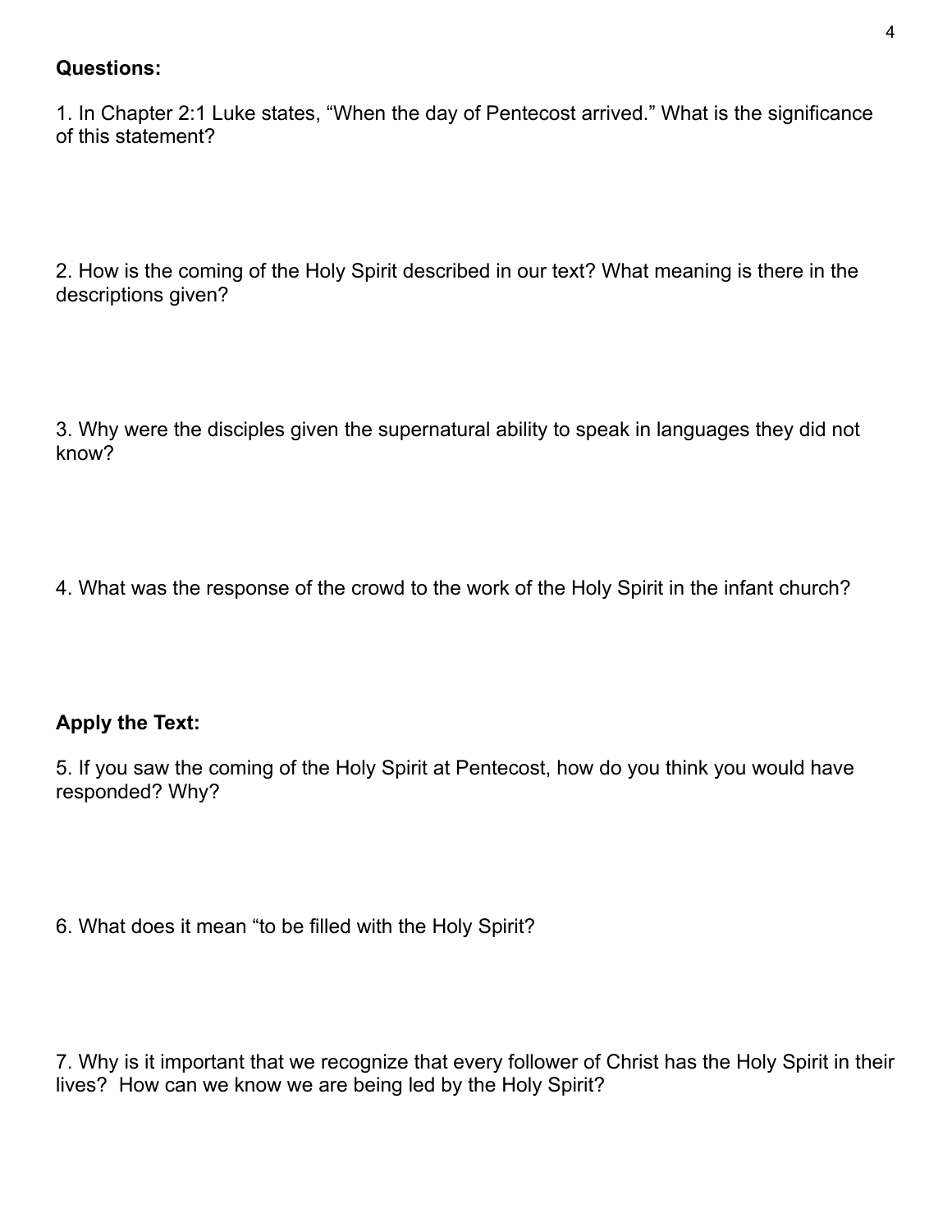**Questions:**

1. In Chapter 2:1 Luke states, “When the day of Pentecost arrived.” What is the significance of this statement?

2. How is the coming of the Holy Spirit described in our text? What meaning is there in the descriptions given?

3. Why were the disciples given the supernatural ability to speak in languages they did not know?

4. What was the response of the crowd to the work of the Holy Spirit in the infant church?

**Apply the Text:**

5. If you saw the coming of the Holy Spirit at Pentecost, how do you think you would have responded? Why?

6. What does it mean “to be filled with the Holy Spirit?

7. Why is it important that we recognize that every follower of Christ has the Holy Spirit in their lives? How can we know we are being led by the Holy Spirit?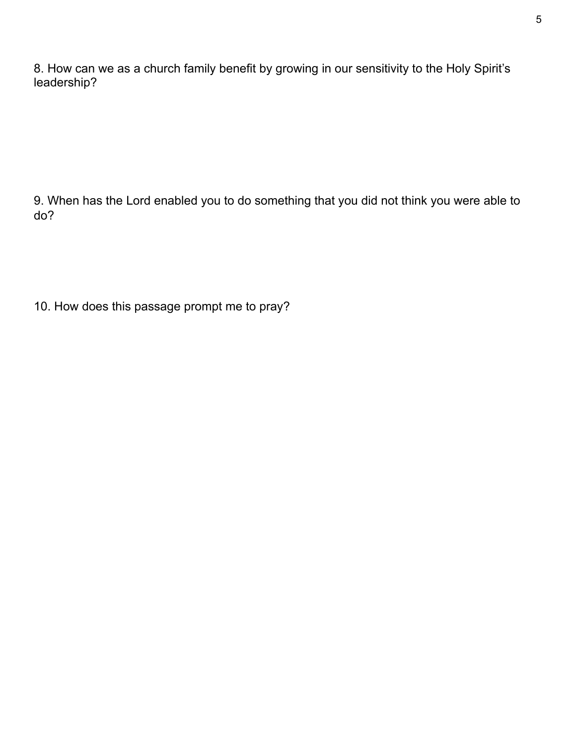8. How can we as a church family benefit by growing in our sensitivity to the Holy Spirit's leadership?

9. When has the Lord enabled you to do something that you did not think you were able to do?

10. How does this passage prompt me to pray?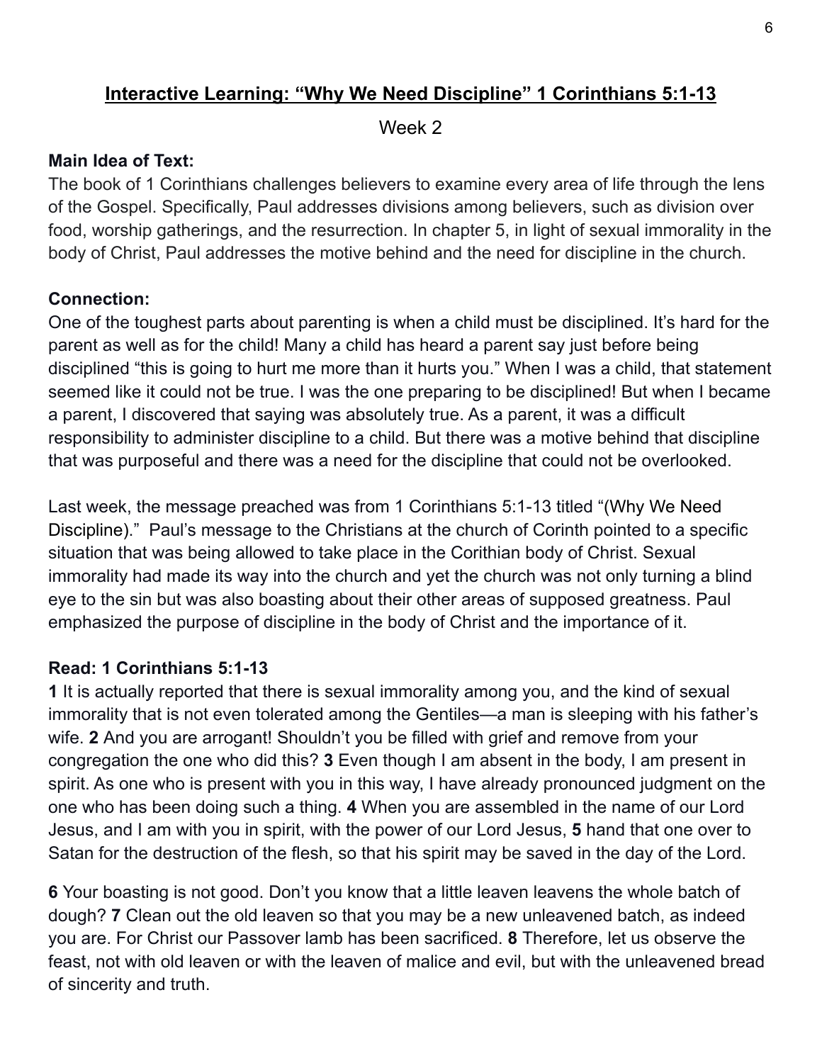## Interactive Learning: "Why We Need Discipline" 1 Corinthians 5:1-13

Week 2

**Main Idea of Text:**

The book of 1 Corinthians challenges believers to examine every area of life through the lens of the Gospel. Specifically, Paul addresses divisions among believers, such as division over food, worship gatherings, and the resurrection. In chapter 5, in light of sexual immorality in the body of Christ, Paul addresses the motive behind and the need for discipline in the church.

**Connection:**

One of the toughest parts about parenting is when a child must be disciplined. It's hard for the parent as well as for the child! Many a child has heard a parent say just before being disciplined "this is going to hurt me more than it hurts you." When I was a child, that statement seemed like it could not be true. I was the one preparing to be disciplined! But when I became a parent, I discovered that saying was absolutely true. As a parent, it was a difficult responsibility to administer discipline to a child. But there was a motive behind that discipline that was purposeful and there was a need for the discipline that could not be overlooked.

Last week, the message preached was from 1 Corinthians 5:1-13 titled "(Why We Need Discipline)." Paul's message to the Christians at the church of Corinth pointed to a specific situation that was being allowed to take place in the Corithian body of Christ. Sexual immorality had made its way into the church and yet the church was not only turning a blind eye to the sin but was also boasting about their other areas of supposed greatness. Paul emphasized the purpose of discipline in the body of Christ and the importance of it.

**Read: 1 Corinthians 5:1-13**

**1** It is actually reported that there is sexual immorality among you, and the kind of sexual immorality that is not even tolerated among the Gentiles—a man is sleeping with his father's wife. **2** And you are arrogant! Shouldn't you be filled with grief and remove from your congregation the one who did this? **3** Even though I am absent in the body, I am present in spirit. As one who is present with you in this way, I have already pronounced judgment on the one who has been doing such a thing. **4** When you are assembled in the name of our Lord Jesus, and I am with you in spirit, with the power of our Lord Jesus, **5** hand that one over to Satan for the destruction of the flesh, so that his spirit may be saved in the day of the Lord.

**6** Your boasting is not good. Don't you know that a little leaven leavens the whole batch of dough? **7** Clean out the old leaven so that you may be a new unleavened batch, as indeed you are. For Christ our Passover lamb has been sacrificed. **8** Therefore, let us observe the feast, not with old leaven or with the leaven of malice and evil, but with the unleavened bread of sincerity and truth.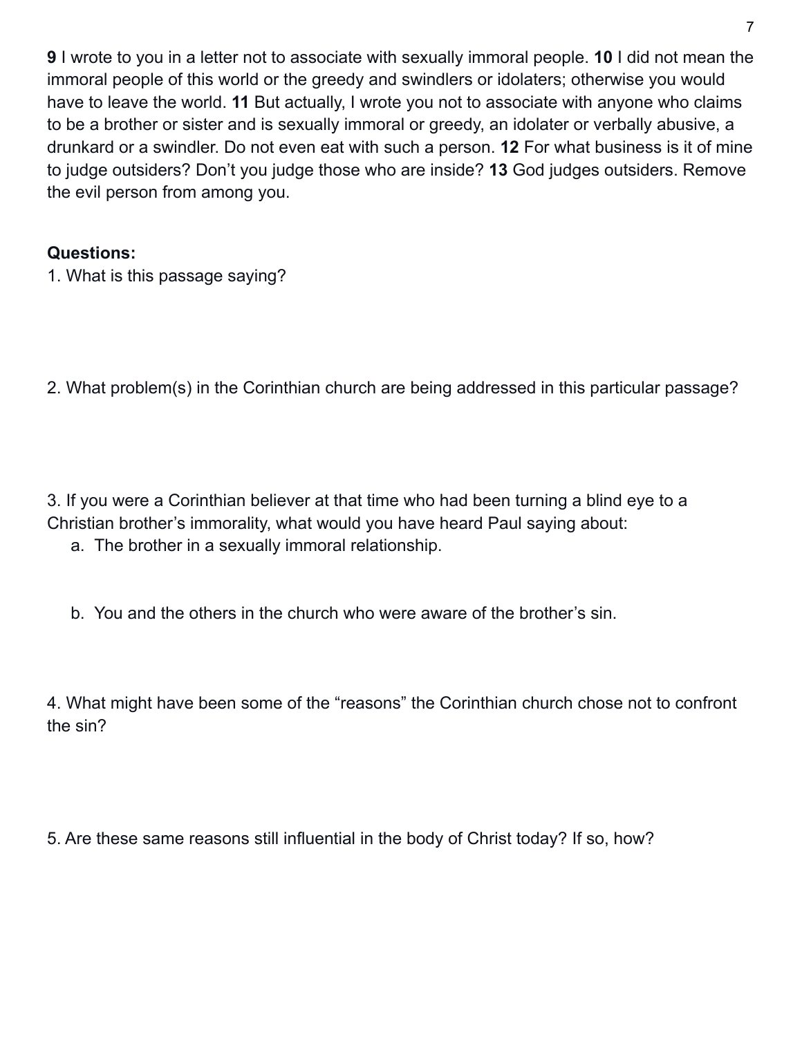**9** I wrote to you in a letter not to associate with sexually immoral people. **10** I did not mean the immoral people of this world or the greedy and swindlers or idolaters; otherwise you would have to leave the world. **11** But actually, I wrote you not to associate with anyone who claims to be a brother or sister and is sexually immoral or greedy, an idolater or verbally abusive, a drunkard or a swindler. Do not even eat with such a person. **12** For what business is it of mine to judge outsiders? Don't you judge those who are inside? **13** God judges outsiders. Remove the evil person from among you.

**Questions:**

1. What is this passage saying?

2. What problem(s) in the Corinthian church are being addressed in this particular passage?

3. If you were a Corinthian believer at that time who had been turning a blind eye to a Christian brother's immorality, what would you have heard Paul saying about:
   a. The brother in a sexually immoral relationship.

   b. You and the others in the church who were aware of the brother's sin.

4. What might have been some of the "reasons" the Corinthian church chose not to confront the sin?

5. Are these same reasons still influential in the body of Christ today? If so, how?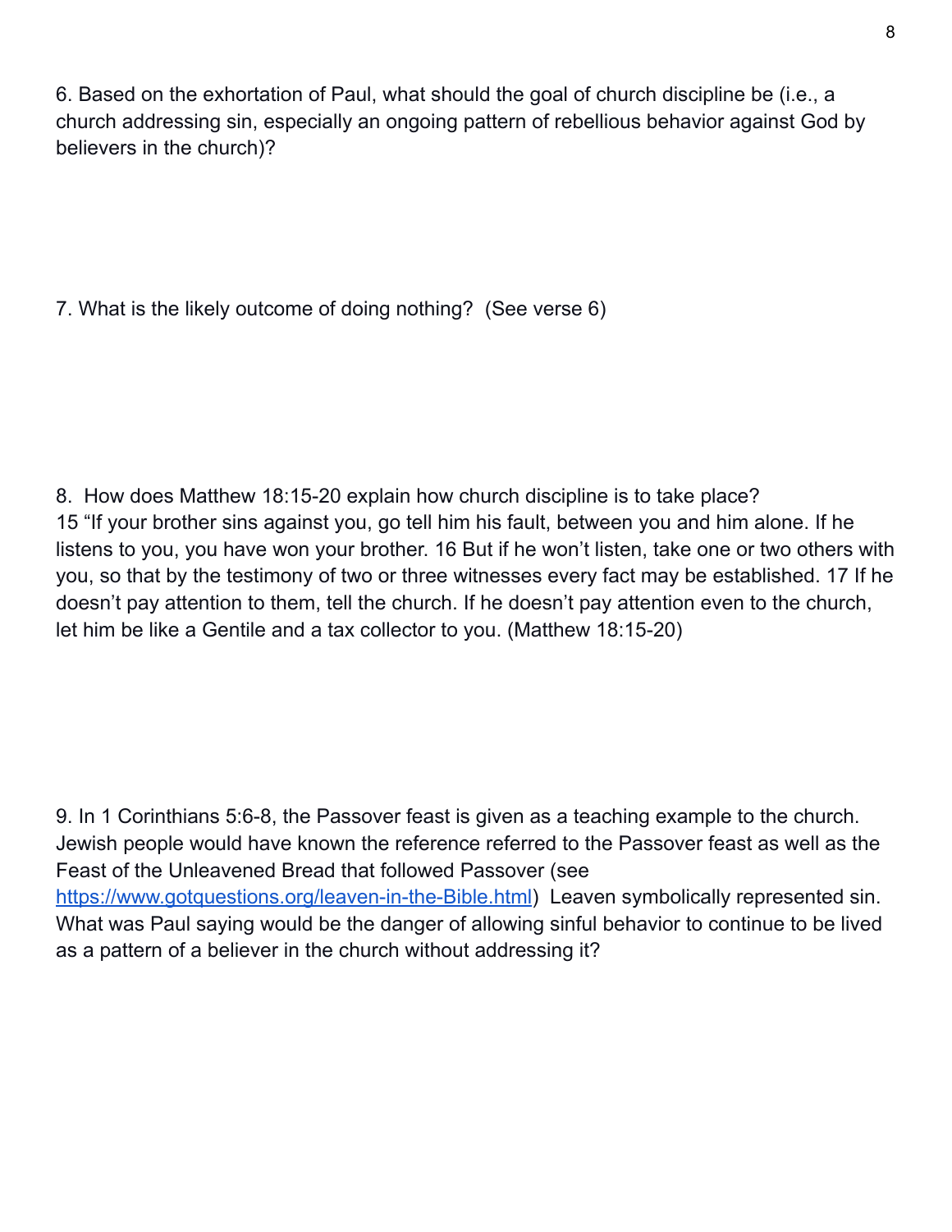6. Based on the exhortation of Paul, what should the goal of church discipline be (i.e., a church addressing sin, especially an ongoing pattern of rebellious behavior against God by believers in the church)?

7. What is the likely outcome of doing nothing? (See verse 6)

8. How does Matthew 18:15-20 explain how church discipline is to take place?
15 "If your brother sins against you, go tell him his fault, between you and him alone. If he listens to you, you have won your brother. 16 But if he won't listen, take one or two others with you, so that by the testimony of two or three witnesses every fact may be established. 17 If he doesn't pay attention to them, tell the church. If he doesn't pay attention even to the church, let him be like a Gentile and a tax collector to you. (Matthew 18:15-20)

9. In 1 Corinthians 5:6-8, the Passover feast is given as a teaching example to the church. Jewish people would have known the reference referred to the Passover feast as well as the Feast of the Unleavened Bread that followed Passover (see [https://www.gotquestions.org/leaven-in-the-Bible.html](https://www.gotquestions.org/leaven-in-the-Bible.html)) Leaven symbolically represented sin. What was Paul saying would be the danger of allowing sinful behavior to continue to be lived as a pattern of a believer in the church without addressing it?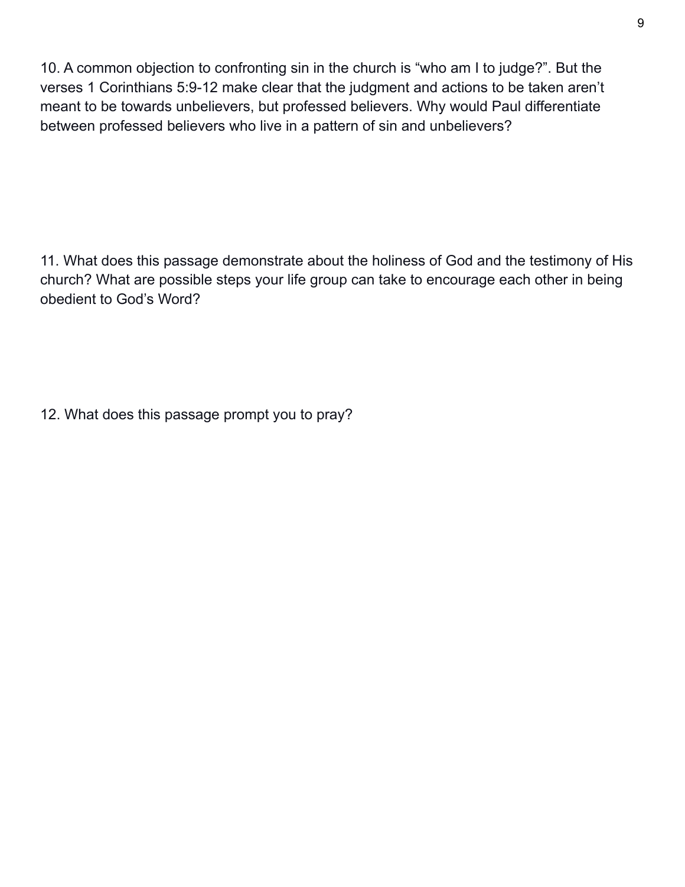10. A common objection to confronting sin in the church is “who am I to judge?”. But the verses 1 Corinthians 5:9-12 make clear that the judgment and actions to be taken aren’t meant to be towards unbelievers, but professed believers. Why would Paul differentiate between professed believers who live in a pattern of sin and unbelievers?

11. What does this passage demonstrate about the holiness of God and the testimony of His church? What are possible steps your life group can take to encourage each other in being obedient to God’s Word?

12. What does this passage prompt you to pray?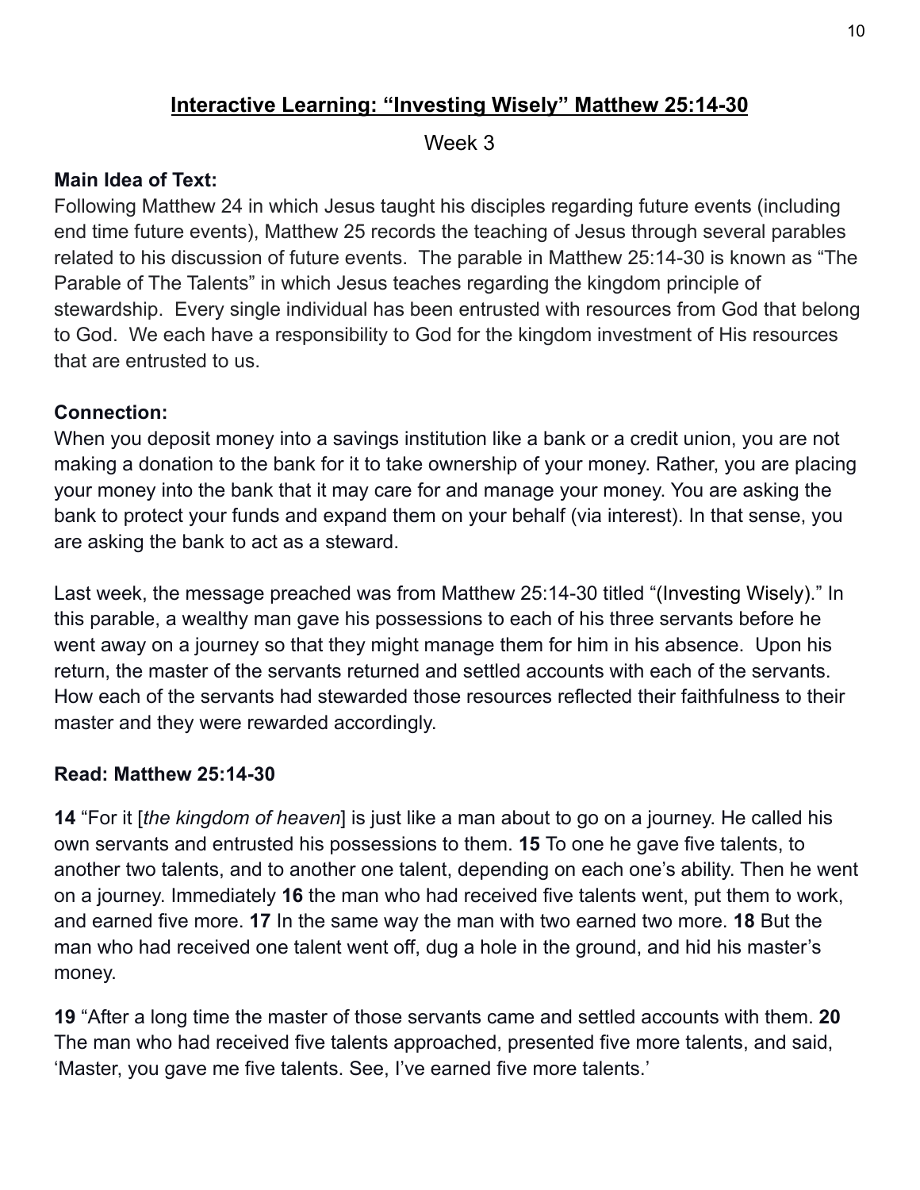## <u>Interactive Learning: "Investing Wisely" Matthew 25:14-30</u>

Week 3

**Main Idea of Text:**
Following Matthew 24 in which Jesus taught his disciples regarding future events (including end time future events), Matthew 25 records the teaching of Jesus through several parables related to his discussion of future events. The parable in Matthew 25:14-30 is known as "The Parable of The Talents" in which Jesus teaches regarding the kingdom principle of stewardship. Every single individual has been entrusted with resources from God that belong to God. We each have a responsibility to God for the kingdom investment of His resources that are entrusted to us.

**Connection:**
When you deposit money into a savings institution like a bank or a credit union, you are not making a donation to the bank for it to take ownership of your money. Rather, you are placing your money into the bank that it may care for and manage your money. You are asking the bank to protect your funds and expand them on your behalf (via interest). In that sense, you are asking the bank to act as a steward.

Last week, the message preached was from Matthew 25:14-30 titled "(Investing Wisely)." In this parable, a wealthy man gave his possessions to each of his three servants before he went away on a journey so that they might manage them for him in his absence. Upon his return, the master of the servants returned and settled accounts with each of the servants. How each of the servants had stewarded those resources reflected their faithfulness to their master and they were rewarded accordingly.

**Read: Matthew 25:14-30**

**14** "For it [*the kingdom of heaven*] is just like a man about to go on a journey. He called his own servants and entrusted his possessions to them. **15** To one he gave five talents, to another two talents, and to another one talent, depending on each one's ability. Then he went on a journey. Immediately **16** the man who had received five talents went, put them to work, and earned five more. **17** In the same way the man with two earned two more. **18** But the man who had received one talent went off, dug a hole in the ground, and hid his master's money.

**19** "After a long time the master of those servants came and settled accounts with them. **20** The man who had received five talents approached, presented five more talents, and said, 'Master, you gave me five talents. See, I've earned five more talents.'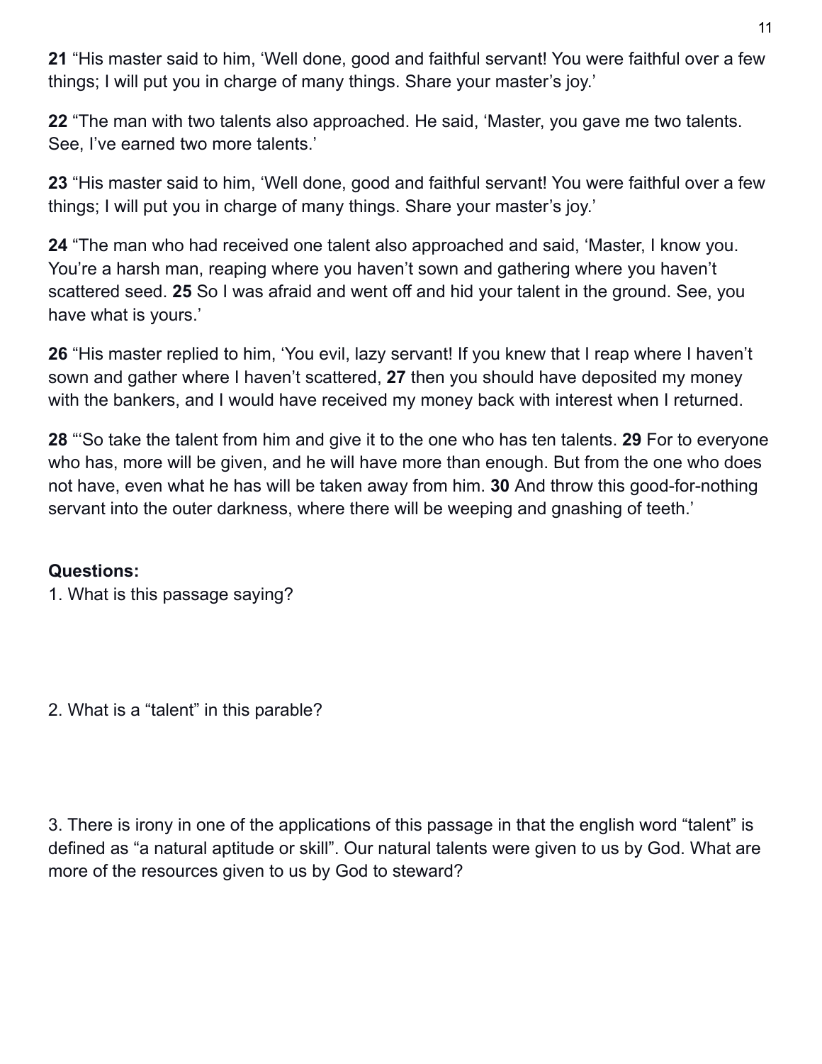**21** “His master said to him, ‘Well done, good and faithful servant! You were faithful over a few things; I will put you in charge of many things. Share your master’s joy.’

**22** “The man with two talents also approached. He said, ‘Master, you gave me two talents. See, I’ve earned two more talents.’

**23** “His master said to him, ‘Well done, good and faithful servant! You were faithful over a few things; I will put you in charge of many things. Share your master’s joy.’

**24** “The man who had received one talent also approached and said, ‘Master, I know you. You’re a harsh man, reaping where you haven’t sown and gathering where you haven’t scattered seed. **25** So I was afraid and went off and hid your talent in the ground. See, you have what is yours.’

**26** “His master replied to him, ‘You evil, lazy servant! If you knew that I reap where I haven’t sown and gather where I haven’t scattered, **27** then you should have deposited my money with the bankers, and I would have received my money back with interest when I returned.

**28** “‘So take the talent from him and give it to the one who has ten talents. **29** For to everyone who has, more will be given, and he will have more than enough. But from the one who does not have, even what he has will be taken away from him. **30** And throw this good-for-nothing servant into the outer darkness, where there will be weeping and gnashing of teeth.’

**Questions:**

1. What is this passage saying?

2. What is a “talent” in this parable?

3. There is irony in one of the applications of this passage in that the english word “talent” is defined as “a natural aptitude or skill”. Our natural talents were given to us by God. What are more of the resources given to us by God to steward?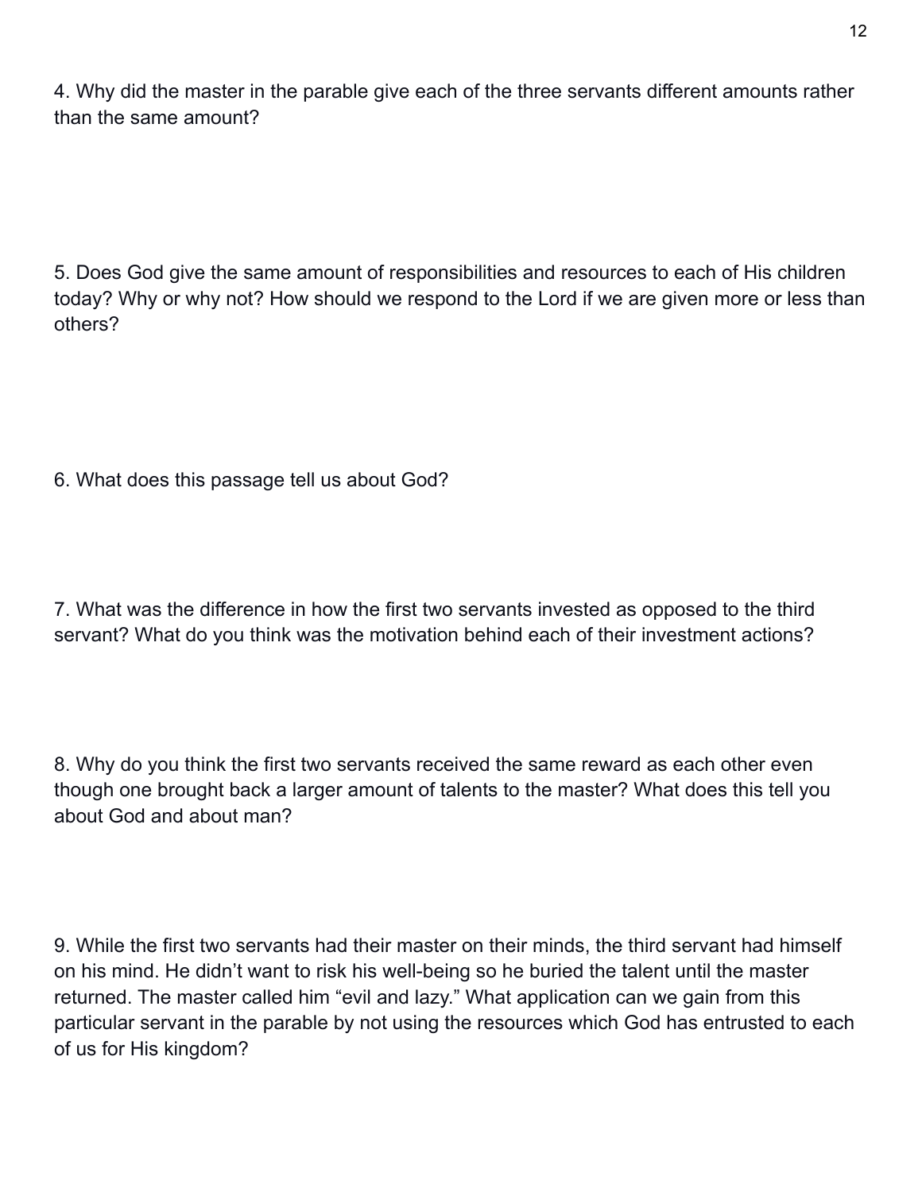4. Why did the master in the parable give each of the three servants different amounts rather than the same amount?

5. Does God give the same amount of responsibilities and resources to each of His children today? Why or why not? How should we respond to the Lord if we are given more or less than others?

6. What does this passage tell us about God?

7. What was the difference in how the first two servants invested as opposed to the third servant? What do you think was the motivation behind each of their investment actions?

8. Why do you think the first two servants received the same reward as each other even though one brought back a larger amount of talents to the master? What does this tell you about God and about man?

9. While the first two servants had their master on their minds, the third servant had himself on his mind. He didn't want to risk his well-being so he buried the talent until the master returned. The master called him "evil and lazy." What application can we gain from this particular servant in the parable by not using the resources which God has entrusted to each of us for His kingdom?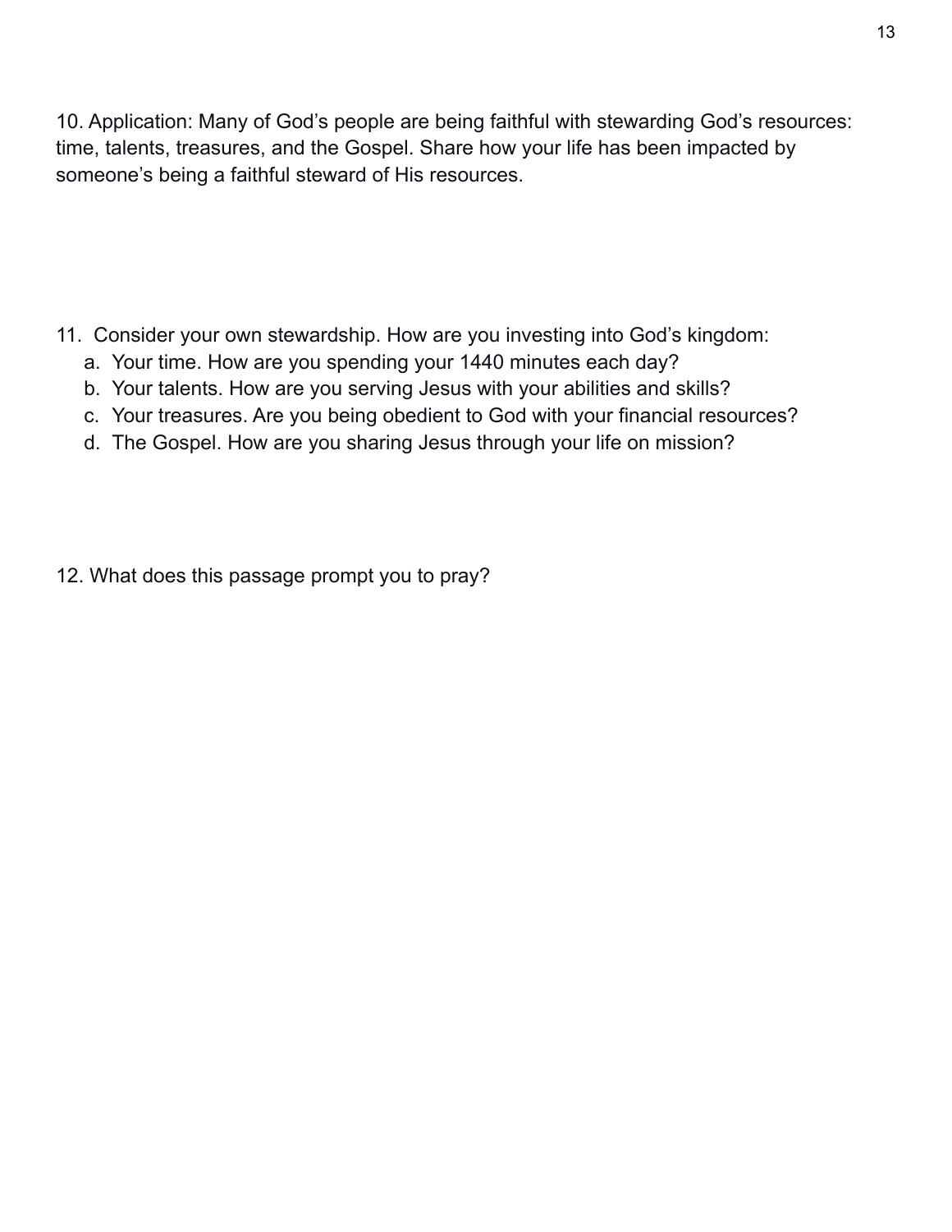10. Application: Many of God's people are being faithful with stewarding God's resources: time, talents, treasures, and the Gospel. Share how your life has been impacted by someone's being a faithful steward of His resources.

11. Consider your own stewardship. How are you investing into God's kingdom:
    a. Your time. How are you spending your 1440 minutes each day?
    b. Your talents. How are you serving Jesus with your abilities and skills?
    c. Your treasures. Are you being obedient to God with your financial resources?
    d. The Gospel. How are you sharing Jesus through your life on mission?

12. What does this passage prompt you to pray?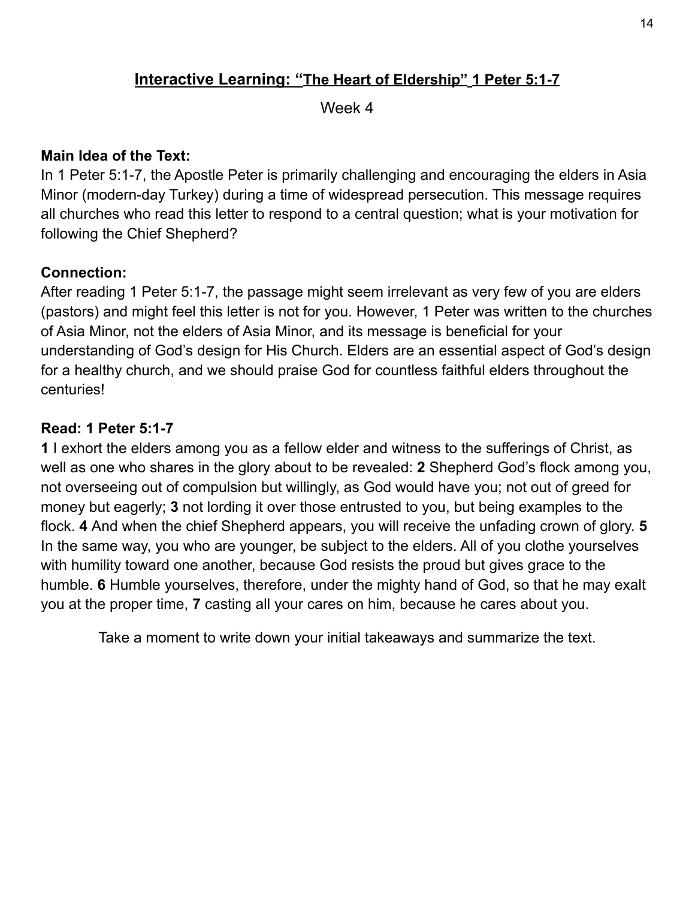## Interactive Learning: "The Heart of Eldership" 1 Peter 5:1-7

Week 4

**Main Idea of the Text:**
In 1 Peter 5:1-7, the Apostle Peter is primarily challenging and encouraging the elders in Asia Minor (modern-day Turkey) during a time of widespread persecution. This message requires all churches who read this letter to respond to a central question; what is your motivation for following the Chief Shepherd?

**Connection:**
After reading 1 Peter 5:1-7, the passage might seem irrelevant as very few of you are elders (pastors) and might feel this letter is not for you. However, 1 Peter was written to the churches of Asia Minor, not the elders of Asia Minor, and its message is beneficial for your understanding of God's design for His Church. Elders are an essential aspect of God's design for a healthy church, and we should praise God for countless faithful elders throughout the centuries!

**Read: 1 Peter 5:1-7**
**1** I exhort the elders among you as a fellow elder and witness to the sufferings of Christ, as well as one who shares in the glory about to be revealed: **2** Shepherd God's flock among you, not overseeing out of compulsion but willingly, as God would have you; not out of greed for money but eagerly; **3** not lording it over those entrusted to you, but being examples to the flock. **4** And when the chief Shepherd appears, you will receive the unfading crown of glory. **5** In the same way, you who are younger, be subject to the elders. All of you clothe yourselves with humility toward one another, because God resists the proud but gives grace to the humble. **6** Humble yourselves, therefore, under the mighty hand of God, so that he may exalt you at the proper time, **7** casting all your cares on him, because he cares about you.

Take a moment to write down your initial takeaways and summarize the text.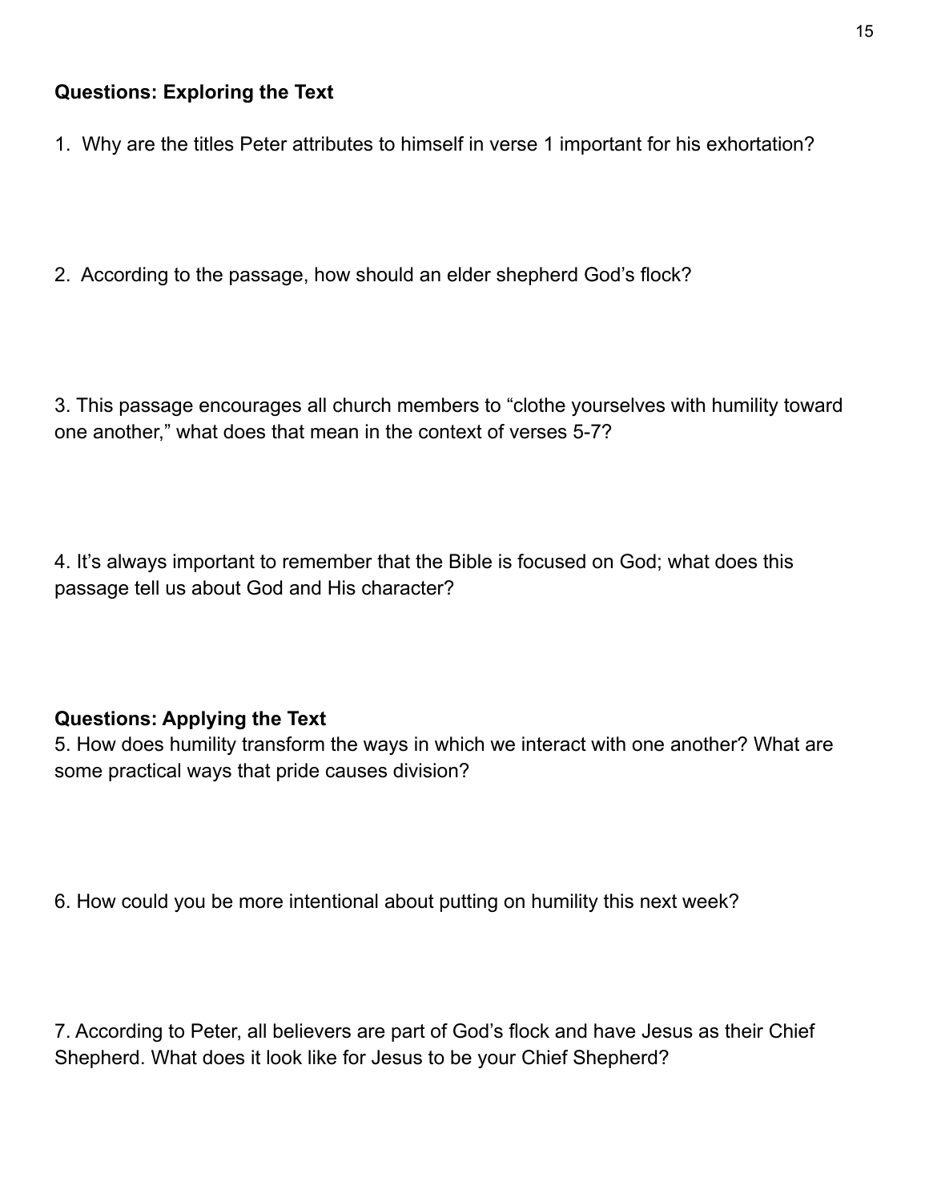**Questions: Exploring the Text**

1. Why are the titles Peter attributes to himself in verse 1 important for his exhortation?

2. According to the passage, how should an elder shepherd God's flock?

3. This passage encourages all church members to "clothe yourselves with humility toward one another," what does that mean in the context of verses 5-7?

4. It's always important to remember that the Bible is focused on God; what does this passage tell us about God and His character?

**Questions: Applying the Text**

5. How does humility transform the ways in which we interact with one another? What are some practical ways that pride causes division?

6. How could you be more intentional about putting on humility this next week?

7. According to Peter, all believers are part of God's flock and have Jesus as their Chief Shepherd. What does it look like for Jesus to be your Chief Shepherd?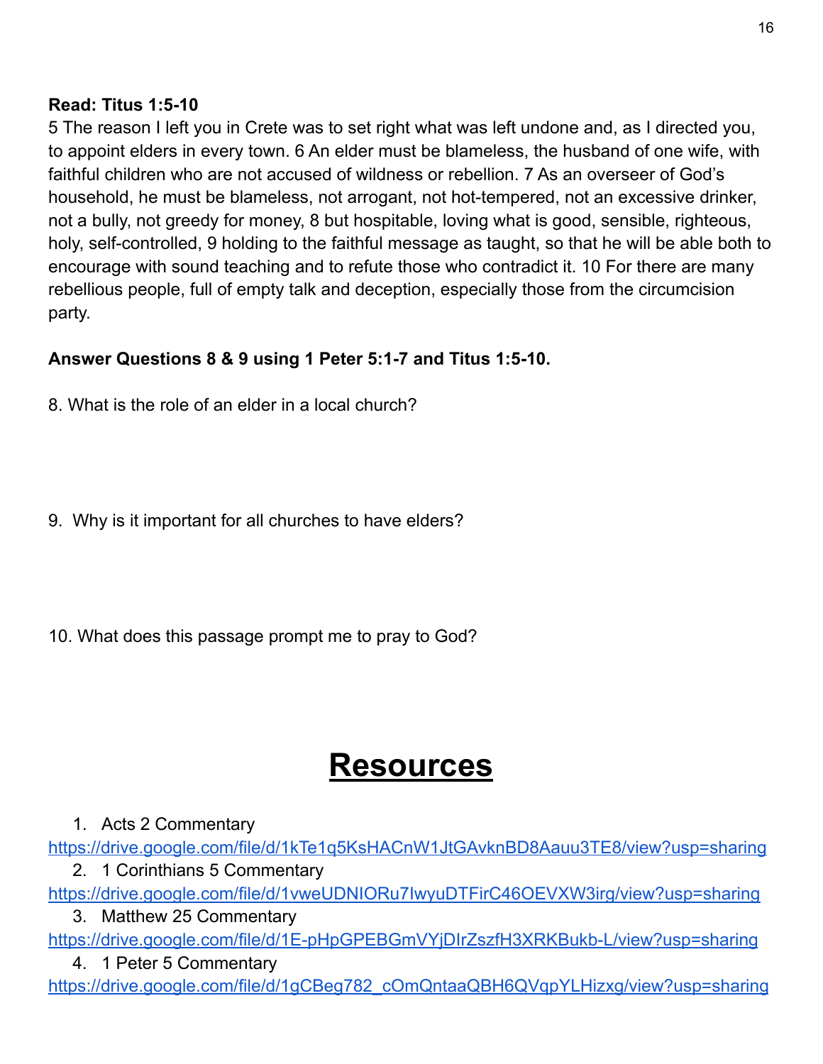**Read: Titus 1:5-10**

5 The reason I left you in Crete was to set right what was left undone and, as I directed you, to appoint elders in every town. 6 An elder must be blameless, the husband of one wife, with faithful children who are not accused of wildness or rebellion. 7 As an overseer of God's household, he must be blameless, not arrogant, not hot-tempered, not an excessive drinker, not a bully, not greedy for money, 8 but hospitable, loving what is good, sensible, righteous, holy, self-controlled, 9 holding to the faithful message as taught, so that he will be able both to encourage with sound teaching and to refute those who contradict it. 10 For there are many rebellious people, full of empty talk and deception, especially those from the circumcision party.

**Answer Questions 8 & 9 using 1 Peter 5:1-7 and Titus 1:5-10.**

8. What is the role of an elder in a local church?

9. Why is it important for all churches to have elders?

10. What does this passage prompt me to pray to God?

# Resources

1. Acts 2 Commentary
https://drive.google.com/file/d/1kTe1q5KsHACnW1JtGAvknBD8Aauu3TE8/view?usp=sharing
2. 1 Corinthians 5 Commentary
https://drive.google.com/file/d/1vweUDNIORu7IwyuDTFirC46OEVXW3irg/view?usp=sharing
3. Matthew 25 Commentary
https://drive.google.com/file/d/1E-pHpGPEBGmVYjDIrZszfH3XRKBukb-L/view?usp=sharing
4. 1 Peter 5 Commentary
https://drive.google.com/file/d/1gCBeg782_cOmQntaaQBH6QVqpYLHizxg/view?usp=sharing